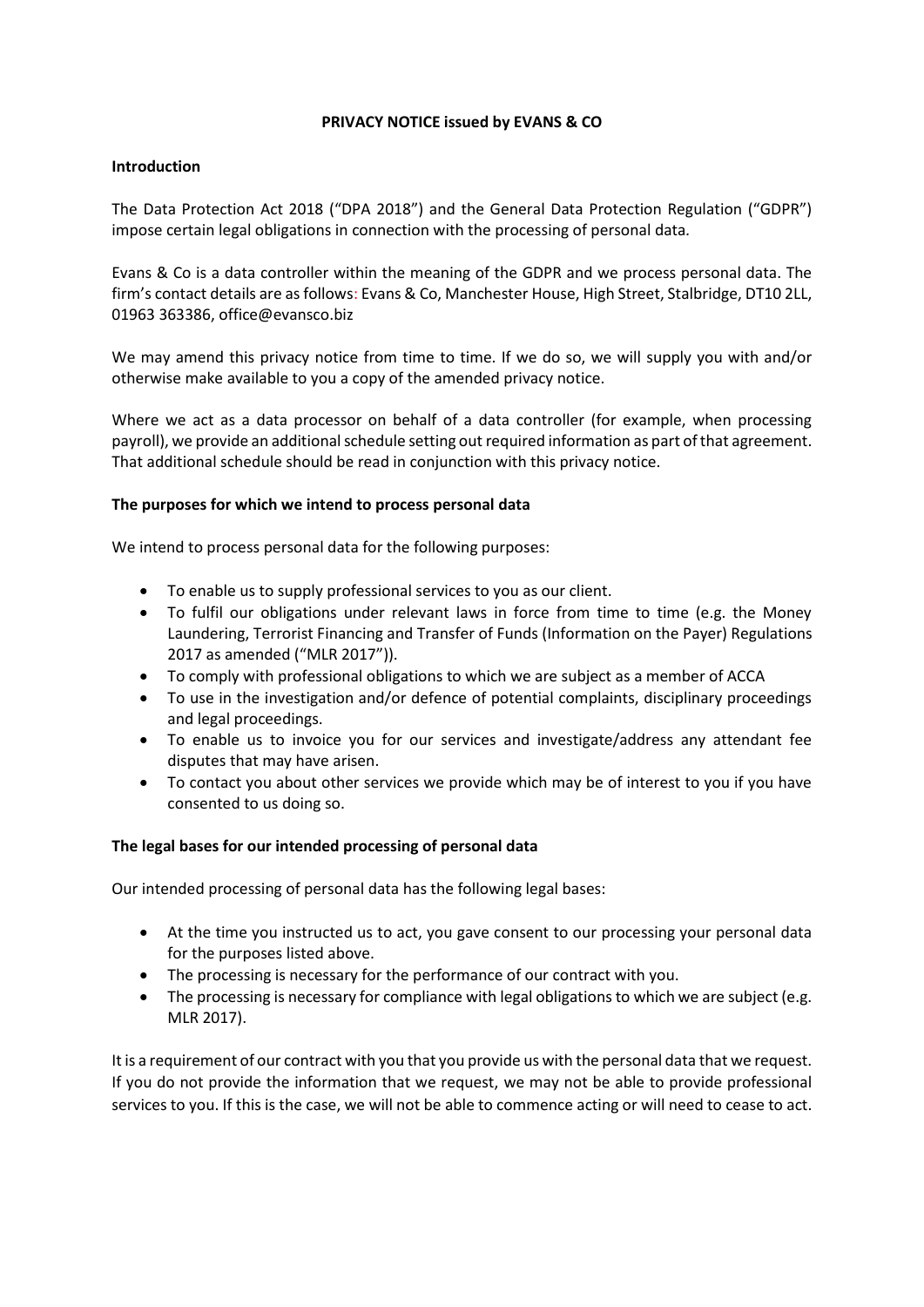**PRIVACY NOTICE issued by EVANS & CO**

**Introduction**

The Data Protection Act 2018 ("DPA 2018") and the General Data Protection Regulation ("GDPR") impose certain legal obligations in connection with the processing of personal data.

Evans & Co is a data controller within the meaning of the GDPR and we process personal data. The firm's contact details are as follows: Evans & Co, Manchester House, High Street, Stalbridge, DT10 2LL, 01963 363386, office@evansco.biz

We may amend this privacy notice from time to time. If we do so, we will supply you with and/or otherwise make available to you a copy of the amended privacy notice.

Where we act as a data processor on behalf of a data controller (for example, when processing payroll), we provide an additional schedule setting out required information as part of that agreement. That additional schedule should be read in conjunction with this privacy notice.

**The purposes for which we intend to process personal data**

We intend to process personal data for the following purposes:

- To enable us to supply professional services to you as our client.
- To fulfil our obligations under relevant laws in force from time to time (e.g. the Money Laundering, Terrorist Financing and Transfer of Funds (Information on the Payer) Regulations 2017 as amended ("MLR 2017")).
- To comply with professional obligations to which we are subject as a member of ACCA
- To use in the investigation and/or defence of potential complaints, disciplinary proceedings and legal proceedings.
- To enable us to invoice you for our services and investigate/address any attendant fee disputes that may have arisen.
- To contact you about other services we provide which may be of interest to you if you have consented to us doing so.

**The legal bases for our intended processing of personal data**

Our intended processing of personal data has the following legal bases:

- At the time you instructed us to act, you gave consent to our processing your personal data for the purposes listed above.
- The processing is necessary for the performance of our contract with you.
- The processing is necessary for compliance with legal obligations to which we are subject (e.g. MLR 2017).

It is a requirement of our contract with you that you provide us with the personal data that we request. If you do not provide the information that we request, we may not be able to provide professional services to you. If this is the case, we will not be able to commence acting or will need to cease to act.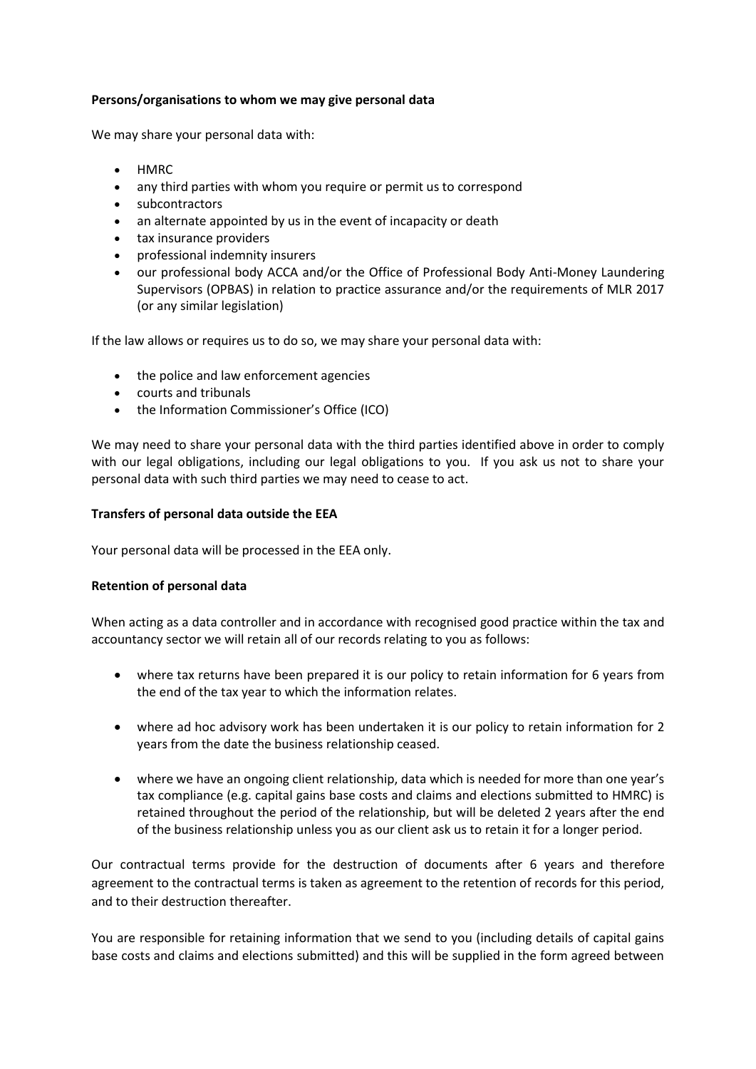**Persons/organisations to whom we may give personal data**

We may share your personal data with:

- HMRC
- any third parties with whom you require or permit us to correspond
- subcontractors
- an alternate appointed by us in the event of incapacity or death
- tax insurance providers
- professional indemnity insurers
- our professional body ACCA and/or the Office of Professional Body Anti-Money Laundering Supervisors (OPBAS) in relation to practice assurance and/or the requirements of MLR 2017 (or any similar legislation)

If the law allows or requires us to do so, we may share your personal data with:

- the police and law enforcement agencies
- courts and tribunals
- the Information Commissioner's Office (ICO)

We may need to share your personal data with the third parties identified above in order to comply with our legal obligations, including our legal obligations to you. If you ask us not to share your personal data with such third parties we may need to cease to act.

**Transfers of personal data outside the EEA**

Your personal data will be processed in the EEA only.

**Retention of personal data**

When acting as a data controller and in accordance with recognised good practice within the tax and accountancy sector we will retain all of our records relating to you as follows:

- where tax returns have been prepared it is our policy to retain information for 6 years from the end of the tax year to which the information relates.

- where ad hoc advisory work has been undertaken it is our policy to retain information for 2 years from the date the business relationship ceased.

- where we have an ongoing client relationship, data which is needed for more than one year's tax compliance (e.g. capital gains base costs and claims and elections submitted to HMRC) is retained throughout the period of the relationship, but will be deleted 2 years after the end of the business relationship unless you as our client ask us to retain it for a longer period.

Our contractual terms provide for the destruction of documents after 6 years and therefore agreement to the contractual terms is taken as agreement to the retention of records for this period, and to their destruction thereafter.

You are responsible for retaining information that we send to you (including details of capital gains base costs and claims and elections submitted) and this will be supplied in the form agreed between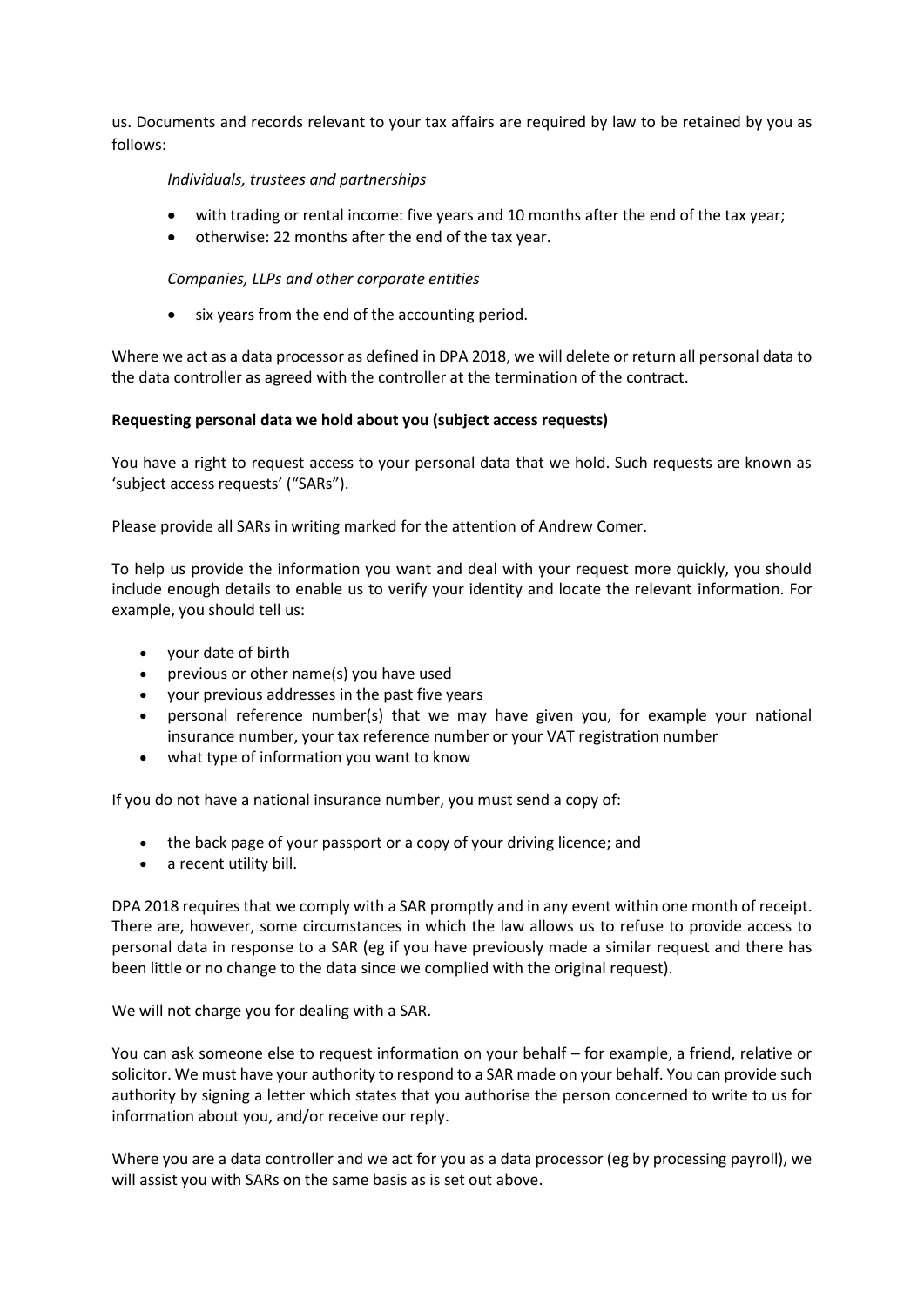us. Documents and records relevant to your tax affairs are required by law to be retained by you as follows:

*Individuals, trustees and partnerships*

- with trading or rental income: five years and 10 months after the end of the tax year;
- otherwise: 22 months after the end of the tax year.

*Companies, LLPs and other corporate entities*

- six years from the end of the accounting period.

Where we act as a data processor as defined in DPA 2018, we will delete or return all personal data to the data controller as agreed with the controller at the termination of the contract.

**Requesting personal data we hold about you (subject access requests)**

You have a right to request access to your personal data that we hold. Such requests are known as 'subject access requests' ("SARs").

Please provide all SARs in writing marked for the attention of Andrew Comer.

To help us provide the information you want and deal with your request more quickly, you should include enough details to enable us to verify your identity and locate the relevant information. For example, you should tell us:

- your date of birth
- previous or other name(s) you have used
- your previous addresses in the past five years
- personal reference number(s) that we may have given you, for example your national insurance number, your tax reference number or your VAT registration number
- what type of information you want to know

If you do not have a national insurance number, you must send a copy of:

- the back page of your passport or a copy of your driving licence; and
- a recent utility bill.

DPA 2018 requires that we comply with a SAR promptly and in any event within one month of receipt. There are, however, some circumstances in which the law allows us to refuse to provide access to personal data in response to a SAR (eg if you have previously made a similar request and there has been little or no change to the data since we complied with the original request).

We will not charge you for dealing with a SAR.

You can ask someone else to request information on your behalf – for example, a friend, relative or solicitor. We must have your authority to respond to a SAR made on your behalf. You can provide such authority by signing a letter which states that you authorise the person concerned to write to us for information about you, and/or receive our reply.

Where you are a data controller and we act for you as a data processor (eg by processing payroll), we will assist you with SARs on the same basis as is set out above.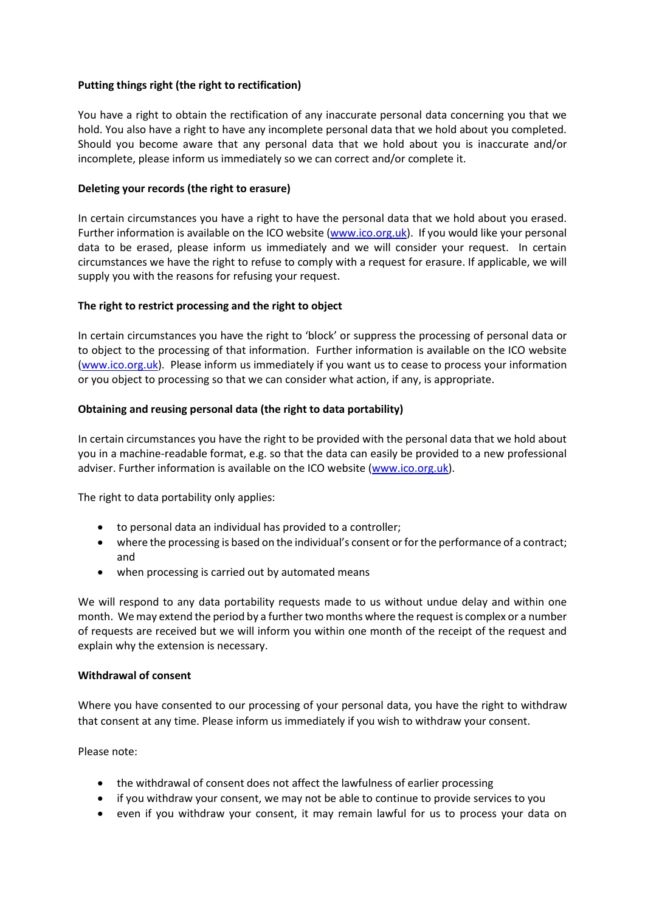**Putting things right (the right to rectification)**

You have a right to obtain the rectification of any inaccurate personal data concerning you that we hold. You also have a right to have any incomplete personal data that we hold about you completed. Should you become aware that any personal data that we hold about you is inaccurate and/or incomplete, please inform us immediately so we can correct and/or complete it.

**Deleting your records (the right to erasure)**

In certain circumstances you have a right to have the personal data that we hold about you erased. Further information is available on the ICO website (www.ico.org.uk). If you would like your personal data to be erased, please inform us immediately and we will consider your request. In certain circumstances we have the right to refuse to comply with a request for erasure. If applicable, we will supply you with the reasons for refusing your request.

**The right to restrict processing and the right to object**

In certain circumstances you have the right to 'block' or suppress the processing of personal data or to object to the processing of that information. Further information is available on the ICO website (www.ico.org.uk). Please inform us immediately if you want us to cease to process your information or you object to processing so that we can consider what action, if any, is appropriate.

**Obtaining and reusing personal data (the right to data portability)**

In certain circumstances you have the right to be provided with the personal data that we hold about you in a machine-readable format, e.g. so that the data can easily be provided to a new professional adviser. Further information is available on the ICO website (www.ico.org.uk).

The right to data portability only applies:

- to personal data an individual has provided to a controller;
- where the processing is based on the individual's consent or for the performance of a contract; and
- when processing is carried out by automated means

We will respond to any data portability requests made to us without undue delay and within one month. We may extend the period by a further two months where the request is complex or a number of requests are received but we will inform you within one month of the receipt of the request and explain why the extension is necessary.

**Withdrawal of consent**

Where you have consented to our processing of your personal data, you have the right to withdraw that consent at any time. Please inform us immediately if you wish to withdraw your consent.

Please note:

- the withdrawal of consent does not affect the lawfulness of earlier processing
- if you withdraw your consent, we may not be able to continue to provide services to you
- even if you withdraw your consent, it may remain lawful for us to process your data on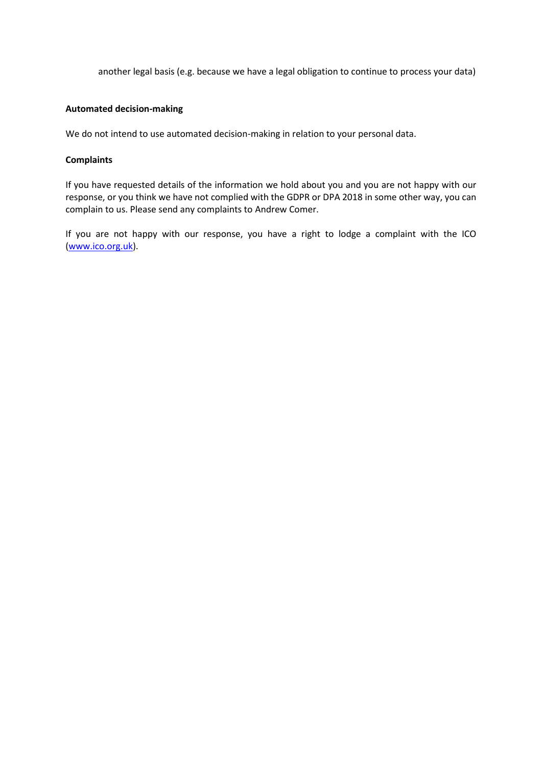another legal basis (e.g. because we have a legal obligation to continue to process your data)

**Automated decision-making**

We do not intend to use automated decision-making in relation to your personal data.

**Complaints**

If you have requested details of the information we hold about you and you are not happy with our response, or you think we have not complied with the GDPR or DPA 2018 in some other way, you can complain to us. Please send any complaints to Andrew Comer.

If you are not happy with our response, you have a right to lodge a complaint with the ICO ([www.ico.org.uk](http://www.ico.org.uk)).